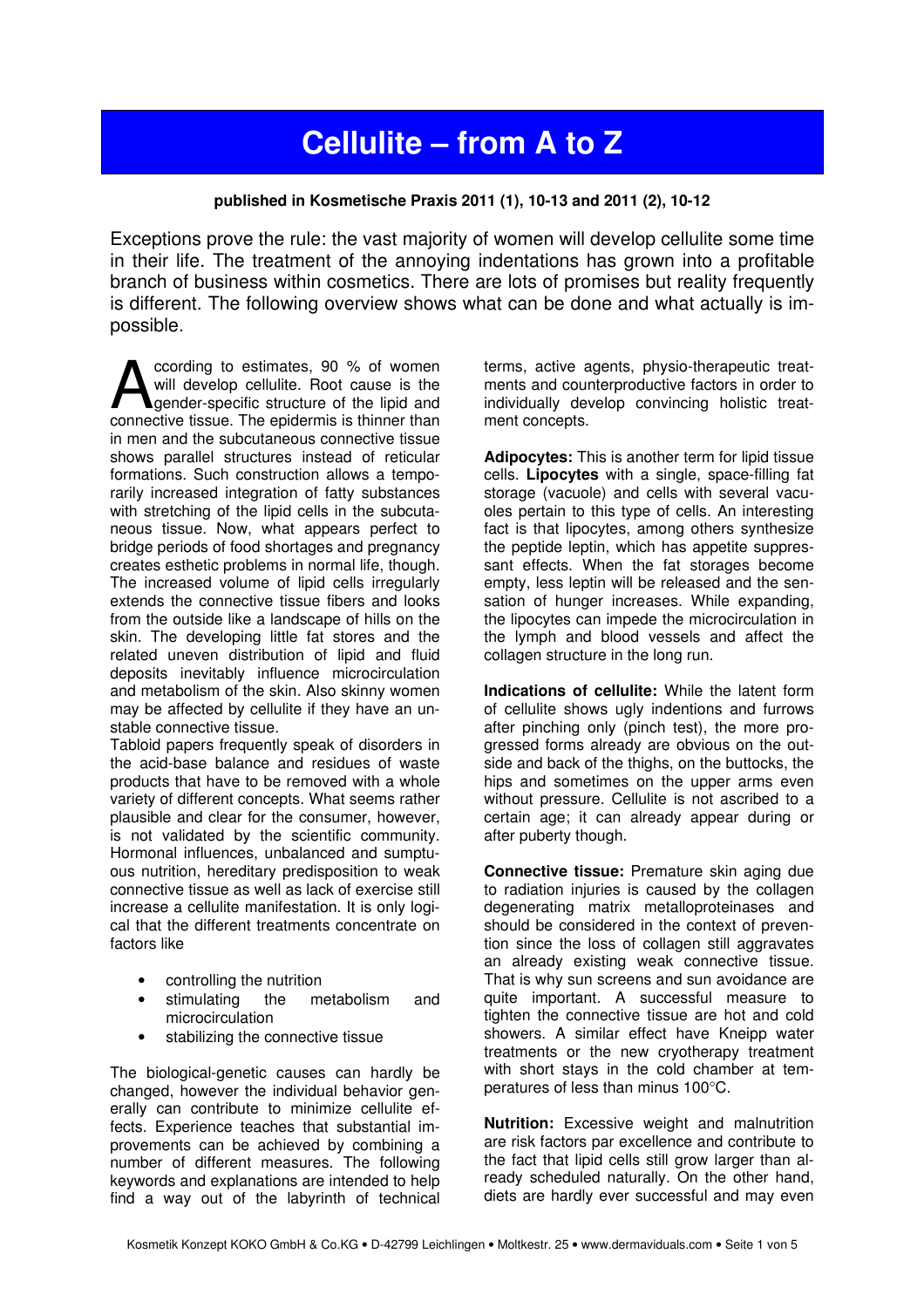# Cellulite – from A to Z

**published in Kosmetische Praxis 2011 (1), 10-13 and 2011 (2), 10-12**

Exceptions prove the rule: the vast majority of women will develop cellulite some time in their life. The treatment of the annoying indentations has grown into a profitable branch of business within cosmetics. There are lots of promises but reality frequently is different. The following overview shows what can be done and what actually is impossible.

According to estimates, 90 % of women will develop cellulite. Root cause is the gender-specific structure of the lipid and connective tissue. The epidermis is thinner than in men and the subcutaneous connective tissue shows parallel structures instead of reticular formations. Such construction allows a temporarily increased integration of fatty substances with stretching of the lipid cells in the subcutaneous tissue. Now, what appears perfect to bridge periods of food shortages and pregnancy creates esthetic problems in normal life, though. The increased volume of lipid cells irregularly extends the connective tissue fibers and looks from the outside like a landscape of hills on the skin. The developing little fat stores and the related uneven distribution of lipid and fluid deposits inevitably influence microcirculation and metabolism of the skin. Also skinny women may be affected by cellulite if they have an unstable connective tissue.

Tabloid papers frequently speak of disorders in the acid-base balance and residues of waste products that have to be removed with a whole variety of different concepts. What seems rather plausible and clear for the consumer, however, is not validated by the scientific community. Hormonal influences, unbalanced and sumptuous nutrition, hereditary predisposition to weak connective tissue as well as lack of exercise still increase a cellulite manifestation. It is only logical that the different treatments concentrate on factors like

- controlling the nutrition
- stimulating the metabolism and microcirculation
- stabilizing the connective tissue

The biological-genetic causes can hardly be changed, however the individual behavior generally can contribute to minimize cellulite effects. Experience teaches that substantial improvements can be achieved by combining a number of different measures. The following keywords and explanations are intended to help find a way out of the labyrinth of technical terms, active agents, physio-therapeutic treatments and counterproductive factors in order to individually develop convincing holistic treatment concepts.

**Adipocytes:** This is another term for lipid tissue cells. **Lipocytes** with a single, space-filling fat storage (vacuole) and cells with several vacuoles pertain to this type of cells. An interesting fact is that lipocytes, among others synthesize the peptide leptin, which has appetite suppressant effects. When the fat storages become empty, less leptin will be released and the sensation of hunger increases. While expanding, the lipocytes can impede the microcirculation in the lymph and blood vessels and affect the collagen structure in the long run.

**Indications of cellulite:** While the latent form of cellulite shows ugly indentions and furrows after pinching only (pinch test), the more progressed forms already are obvious on the outside and back of the thighs, on the buttocks, the hips and sometimes on the upper arms even without pressure. Cellulite is not ascribed to a certain age; it can already appear during or after puberty though.

**Connective tissue:** Premature skin aging due to radiation injuries is caused by the collagen degenerating matrix metalloproteinases and should be considered in the context of prevention since the loss of collagen still aggravates an already existing weak connective tissue. That is why sun screens and sun avoidance are quite important. A successful measure to tighten the connective tissue are hot and cold showers. A similar effect have Kneipp water treatments or the new cryotherapy treatment with short stays in the cold chamber at temperatures of less than minus 100°C.

**Nutrition:** Excessive weight and malnutrition are risk factors par excellence and contribute to the fact that lipid cells still grow larger than already scheduled naturally. On the other hand, diets are hardly ever successful and may even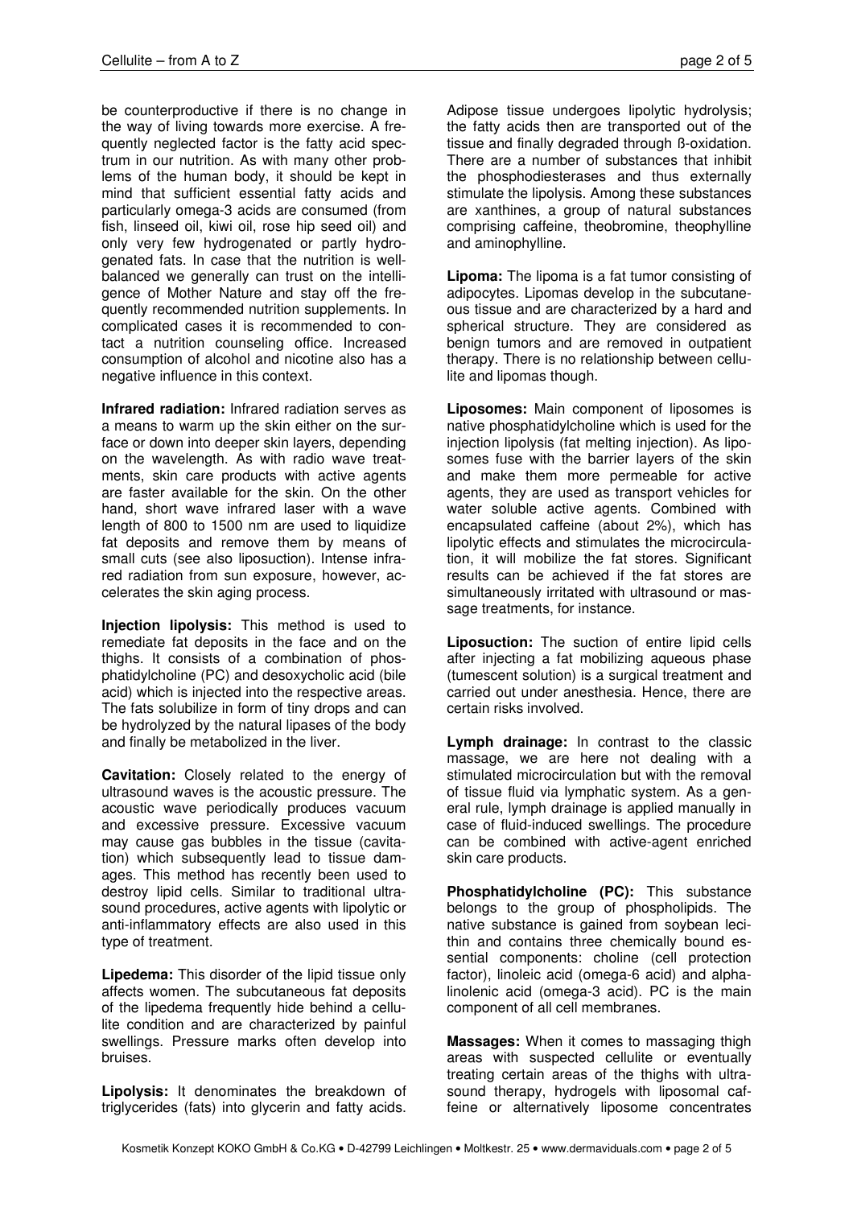be counterproductive if there is no change in the way of living towards more exercise. A frequently neglected factor is the fatty acid spectrum in our nutrition. As with many other problems of the human body, it should be kept in mind that sufficient essential fatty acids and particularly omega-3 acids are consumed (from fish, linseed oil, kiwi oil, rose hip seed oil) and only very few hydrogenated or partly hydrogenated fats. In case that the nutrition is well-balanced we generally can trust on the intelligence of Mother Nature and stay off the frequently recommended nutrition supplements. In complicated cases it is recommended to contact a nutrition counseling office. Increased consumption of alcohol and nicotine also has a negative influence in this context.

**Infrared radiation:** Infrared radiation serves as a means to warm up the skin either on the surface or down into deeper skin layers, depending on the wavelength. As with radio wave treatments, skin care products with active agents are faster available for the skin. On the other hand, short wave infrared laser with a wave length of 800 to 1500 nm are used to liquidize fat deposits and remove them by means of small cuts (see also liposuction). Intense infrared radiation from sun exposure, however, accelerates the skin aging process.

**Injection lipolysis:** This method is used to remediate fat deposits in the face and on the thighs. It consists of a combination of phosphatidylcholine (PC) and desoxycholic acid (bile acid) which is injected into the respective areas. The fats solubilize in form of tiny drops and can be hydrolyzed by the natural lipases of the body and finally be metabolized in the liver.

**Cavitation:** Closely related to the energy of ultrasound waves is the acoustic pressure. The acoustic wave periodically produces vacuum and excessive pressure. Excessive vacuum may cause gas bubbles in the tissue (cavitation) which subsequently lead to tissue damages. This method has recently been used to destroy lipid cells. Similar to traditional ultrasound procedures, active agents with lipolytic or anti-inflammatory effects are also used in this type of treatment.

**Lipedema:** This disorder of the lipid tissue only affects women. The subcutaneous fat deposits of the lipedema frequently hide behind a cellulite condition and are characterized by painful swellings. Pressure marks often develop into bruises.

**Lipolysis:** It denominates the breakdown of triglycerides (fats) into glycerin and fatty acids. Adipose tissue undergoes lipolytic hydrolysis; the fatty acids then are transported out of the tissue and finally degraded through ß-oxidation. There are a number of substances that inhibit the phosphodiesterases and thus externally stimulate the lipolysis. Among these substances are xanthines, a group of natural substances comprising caffeine, theobromine, theophylline and aminophylline.

**Lipoma:** The lipoma is a fat tumor consisting of adipocytes. Lipomas develop in the subcutaneous tissue and are characterized by a hard and spherical structure. They are considered as benign tumors and are removed in outpatient therapy. There is no relationship between cellulite and lipomas though.

**Liposomes:** Main component of liposomes is native phosphatidylcholine which is used for the injection lipolysis (fat melting injection). As liposomes fuse with the barrier layers of the skin and make them more permeable for active agents, they are used as transport vehicles for water soluble active agents. Combined with encapsulated caffeine (about 2%), which has lipolytic effects and stimulates the microcirculation, it will mobilize the fat stores. Significant results can be achieved if the fat stores are simultaneously irritated with ultrasound or massage treatments, for instance.

**Liposuction:** The suction of entire lipid cells after injecting a fat mobilizing aqueous phase (tumescent solution) is a surgical treatment and carried out under anesthesia. Hence, there are certain risks involved.

**Lymph drainage:** In contrast to the classic massage, we are here not dealing with a stimulated microcirculation but with the removal of tissue fluid via lymphatic system. As a general rule, lymph drainage is applied manually in case of fluid-induced swellings. The procedure can be combined with active-agent enriched skin care products.

**Phosphatidylcholine (PC):** This substance belongs to the group of phospholipids. The native substance is gained from soybean lecithin and contains three chemically bound essential components: choline (cell protection factor), linoleic acid (omega-6 acid) and alpha-linolenic acid (omega-3 acid). PC is the main component of all cell membranes.

**Massages:** When it comes to massaging thigh areas with suspected cellulite or eventually treating certain areas of the thighs with ultrasound therapy, hydrogels with liposomal caffeine or alternatively liposome concentrates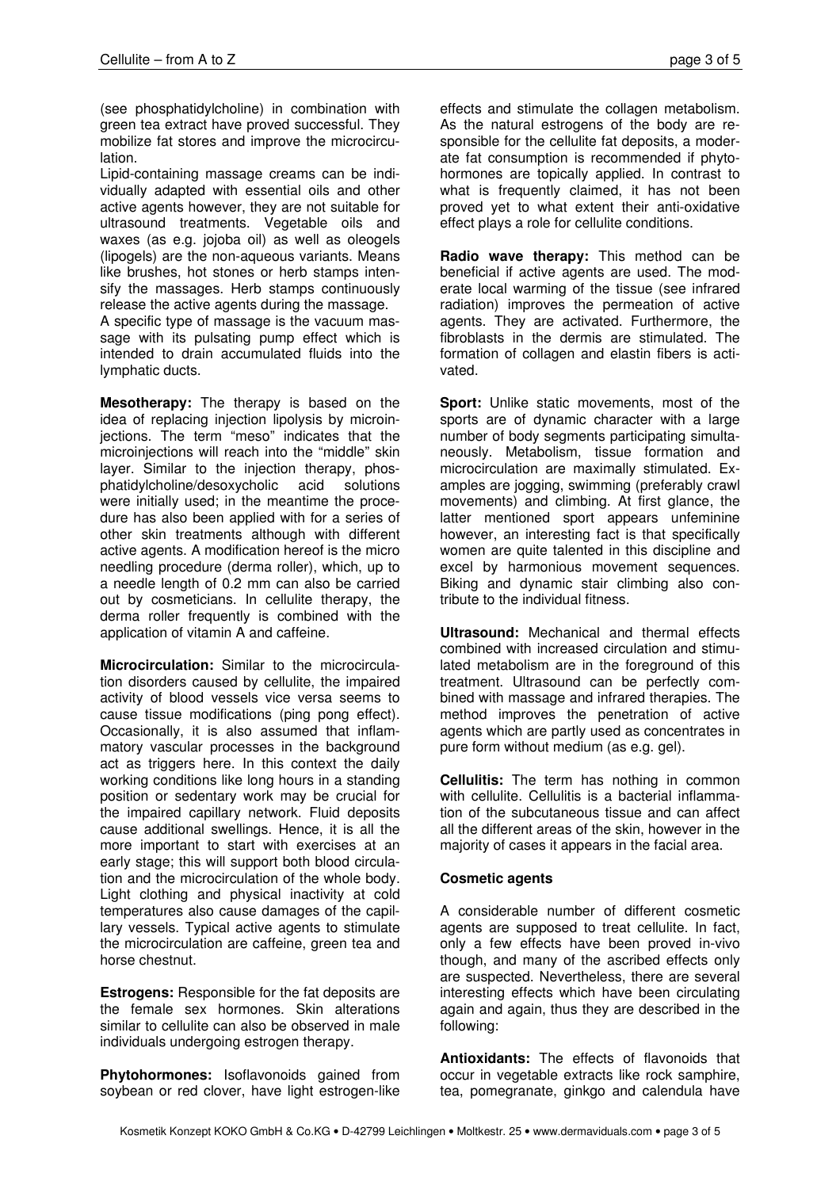(see phosphatidylcholine) in combination with green tea extract have proved successful. They mobilize fat stores and improve the microcirculation.

Lipid-containing massage creams can be individually adapted with essential oils and other active agents however, they are not suitable for ultrasound treatments. Vegetable oils and waxes (as e.g. jojoba oil) as well as oleogels (lipogels) are the non-aqueous variants. Means like brushes, hot stones or herb stamps intensify the massages. Herb stamps continuously release the active agents during the massage.

A specific type of massage is the vacuum massage with its pulsating pump effect which is intended to drain accumulated fluids into the lymphatic ducts.

**Mesotherapy:** The therapy is based on the idea of replacing injection lipolysis by microinjections. The term "meso" indicates that the microinjections will reach into the "middle" skin layer. Similar to the injection therapy, phosphatidylcholine/desoxycholic acid solutions were initially used; in the meantime the procedure has also been applied with for a series of other skin treatments although with different active agents. A modification hereof is the micro needling procedure (derma roller), which, up to a needle length of 0.2 mm can also be carried out by cosmeticians. In cellulite therapy, the derma roller frequently is combined with the application of vitamin A and caffeine.

**Microcirculation:** Similar to the microcirculation disorders caused by cellulite, the impaired activity of blood vessels vice versa seems to cause tissue modifications (ping pong effect). Occasionally, it is also assumed that inflammatory vascular processes in the background act as triggers here. In this context the daily working conditions like long hours in a standing position or sedentary work may be crucial for the impaired capillary network. Fluid deposits cause additional swellings. Hence, it is all the more important to start with exercises at an early stage; this will support both blood circulation and the microcirculation of the whole body. Light clothing and physical inactivity at cold temperatures also cause damages of the capillary vessels. Typical active agents to stimulate the microcirculation are caffeine, green tea and horse chestnut.

**Estrogens:** Responsible for the fat deposits are the female sex hormones. Skin alterations similar to cellulite can also be observed in male individuals undergoing estrogen therapy.

**Phytohormones:** Isoflavonoids gained from soybean or red clover, have light estrogen-like effects and stimulate the collagen metabolism. As the natural estrogens of the body are responsible for the cellulite fat deposits, a moderate fat consumption is recommended if phytohormones are topically applied. In contrast to what is frequently claimed, it has not been proved yet to what extent their anti-oxidative effect plays a role for cellulite conditions.

**Radio wave therapy:** This method can be beneficial if active agents are used. The moderate local warming of the tissue (see infrared radiation) improves the permeation of active agents. They are activated. Furthermore, the fibroblasts in the dermis are stimulated. The formation of collagen and elastin fibers is activated.

**Sport:** Unlike static movements, most of the sports are of dynamic character with a large number of body segments participating simultaneously. Metabolism, tissue formation and microcirculation are maximally stimulated. Examples are jogging, swimming (preferably crawl movements) and climbing. At first glance, the latter mentioned sport appears unfeminine however, an interesting fact is that specifically women are quite talented in this discipline and excel by harmonious movement sequences. Biking and dynamic stair climbing also contribute to the individual fitness.

**Ultrasound:** Mechanical and thermal effects combined with increased circulation and stimulated metabolism are in the foreground of this treatment. Ultrasound can be perfectly combined with massage and infrared therapies. The method improves the penetration of active agents which are partly used as concentrates in pure form without medium (as e.g. gel).

**Cellulitis:** The term has nothing in common with cellulite. Cellulitis is a bacterial inflammation of the subcutaneous tissue and can affect all the different areas of the skin, however in the majority of cases it appears in the facial area.

**Cosmetic agents**

A considerable number of different cosmetic agents are supposed to treat cellulite. In fact, only a few effects have been proved in-vivo though, and many of the ascribed effects only are suspected. Nevertheless, there are several interesting effects which have been circulating again and again, thus they are described in the following:

**Antioxidants:** The effects of flavonoids that occur in vegetable extracts like rock samphire, tea, pomegranate, ginkgo and calendula have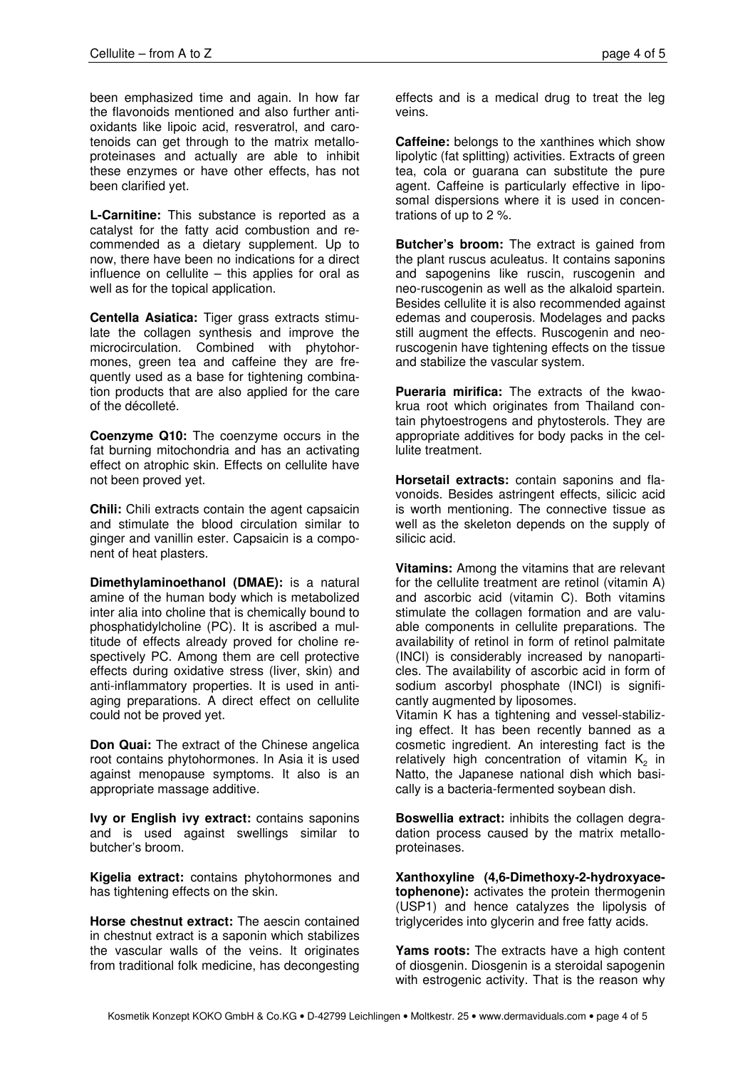been emphasized time and again. In how far the flavonoids mentioned and also further antioxidants like lipoic acid, resveratrol, and carotenoids can get through to the matrix metalloproteinases and actually are able to inhibit these enzymes or have other effects, has not been clarified yet.

**L-Carnitine:** This substance is reported as a catalyst for the fatty acid combustion and recommended as a dietary supplement. Up to now, there have been no indications for a direct influence on cellulite – this applies for oral as well as for the topical application.

**Centella Asiatica:** Tiger grass extracts stimulate the collagen synthesis and improve the microcirculation. Combined with phytohormones, green tea and caffeine they are frequently used as a base for tightening combination products that are also applied for the care of the décolleté.

**Coenzyme Q10:** The coenzyme occurs in the fat burning mitochondria and has an activating effect on atrophic skin. Effects on cellulite have not been proved yet.

**Chili:** Chili extracts contain the agent capsaicin and stimulate the blood circulation similar to ginger and vanillin ester. Capsaicin is a component of heat plasters.

**Dimethylaminoethanol (DMAE):** is a natural amine of the human body which is metabolized inter alia into choline that is chemically bound to phosphatidylcholine (PC). It is ascribed a multitude of effects already proved for choline respectively PC. Among them are cell protective effects during oxidative stress (liver, skin) and anti-inflammatory properties. It is used in anti-aging preparations. A direct effect on cellulite could not be proved yet.

**Don Quai:** The extract of the Chinese angelica root contains phytohormones. In Asia it is used against menopause symptoms. It also is an appropriate massage additive.

**Ivy or English ivy extract:** contains saponins and is used against swellings similar to butcher's broom.

**Kigelia extract:** contains phytohormones and has tightening effects on the skin.

**Horse chestnut extract:** The aescin contained in chestnut extract is a saponin which stabilizes the vascular walls of the veins. It originates from traditional folk medicine, has decongesting effects and is a medical drug to treat the leg veins.

**Caffeine:** belongs to the xanthines which show lipolytic (fat splitting) activities. Extracts of green tea, cola or guarana can substitute the pure agent. Caffeine is particularly effective in liposomal dispersions where it is used in concentrations of up to 2 %.

**Butcher's broom:** The extract is gained from the plant ruscus aculeatus. It contains saponins and sapogenins like ruscin, ruscogenin and neo-ruscogenin as well as the alkaloid spartein. Besides cellulite it is also recommended against edemas and couperosis. Modelages and packs still augment the effects. Ruscogenin and neo-ruscogenin have tightening effects on the tissue and stabilize the vascular system.

**Pueraria mirifica:** The extracts of the kwao-krua root which originates from Thailand contain phytoestrogens and phytosterols. They are appropriate additives for body packs in the cellulite treatment.

**Horsetail extracts:** contain saponins and flavonoids. Besides astringent effects, silicic acid is worth mentioning. The connective tissue as well as the skeleton depends on the supply of silicic acid.

**Vitamins:** Among the vitamins that are relevant for the cellulite treatment are retinol (vitamin A) and ascorbic acid (vitamin C). Both vitamins stimulate the collagen formation and are valuable components in cellulite preparations. The availability of retinol in form of retinol palmitate (INCI) is considerably increased by nanoparticles. The availability of ascorbic acid in form of sodium ascorbyl phosphate (INCI) is significantly augmented by liposomes.

Vitamin K has a tightening and vessel-stabilizing effect. It has been recently banned as a cosmetic ingredient. An interesting fact is the relatively high concentration of vitamin $K_2$ in Natto, the Japanese national dish which basically is a bacteria-fermented soybean dish.

**Boswellia extract:** inhibits the collagen degradation process caused by the matrix metalloproteinases.

**Xanthoxyline (4,6-Dimethoxy-2-hydroxyacetophenone):** activates the protein thermogenin (USP1) and hence catalyzes the lipolysis of triglycerides into glycerin and free fatty acids.

**Yams roots:** The extracts have a high content of diosgenin. Diosgenin is a steroidal sapogenin with estrogenic activity. That is the reason why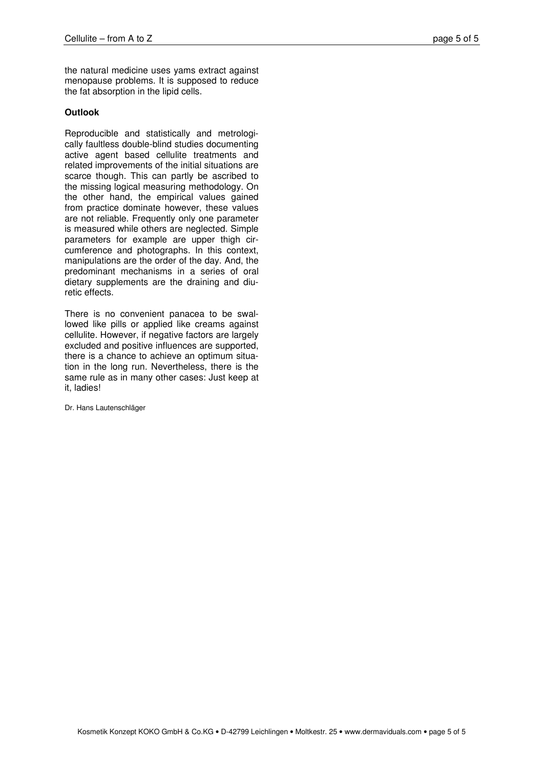the natural medicine uses yams extract against menopause problems. It is supposed to reduce the fat absorption in the lipid cells.

**Outlook**

Reproducible and statistically and metrologically faultless double-blind studies documenting active agent based cellulite treatments and related improvements of the initial situations are scarce though. This can partly be ascribed to the missing logical measuring methodology. On the other hand, the empirical values gained from practice dominate however, these values are not reliable. Frequently only one parameter is measured while others are neglected. Simple parameters for example are upper thigh circumference and photographs. In this context, manipulations are the order of the day. And, the predominant mechanisms in a series of oral dietary supplements are the draining and diuretic effects.

There is no convenient panacea to be swallowed like pills or applied like creams against cellulite. However, if negative factors are largely excluded and positive influences are supported, there is a chance to achieve an optimum situation in the long run. Nevertheless, there is the same rule as in many other cases: Just keep at it, ladies!

Dr. Hans Lautenschläger